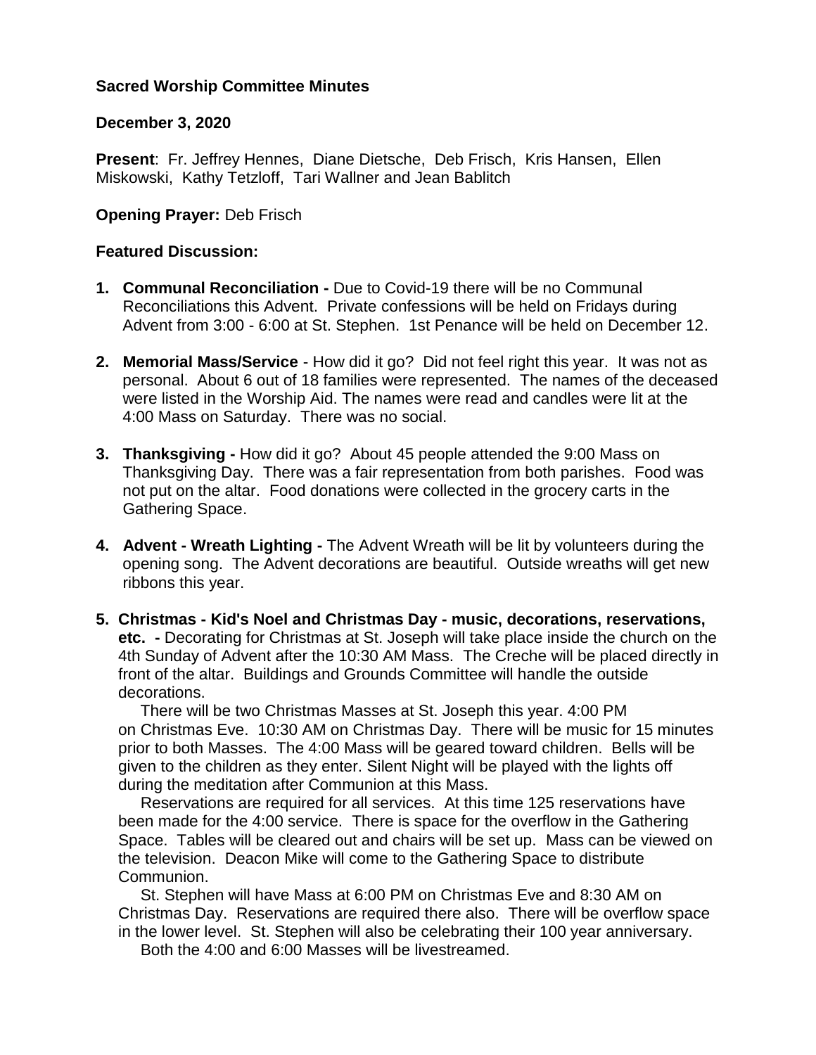**Sacred Worship Committee Minutes**

**December 3, 2020**

**Present**: Fr. Jeffrey Hennes, Diane Dietsche, Deb Frisch, Kris Hansen, Ellen Miskowski, Kathy Tetzloff, Tari Wallner and Jean Bablitch

**Opening Prayer:** Deb Frisch

**Featured Discussion:**

1. **Communal Reconciliation -** Due to Covid-19 there will be no Communal Reconciliations this Advent. Private confessions will be held on Fridays during Advent from 3:00 - 6:00 at St. Stephen. 1st Penance will be held on December 12.

2. **Memorial Mass/Service** - How did it go? Did not feel right this year. It was not as personal. About 6 out of 18 families were represented. The names of the deceased were listed in the Worship Aid. The names were read and candles were lit at the 4:00 Mass on Saturday. There was no social.

3. **Thanksgiving -** How did it go? About 45 people attended the 9:00 Mass on Thanksgiving Day. There was a fair representation from both parishes. Food was not put on the altar. Food donations were collected in the grocery carts in the Gathering Space.

4. **Advent - Wreath Lighting -** The Advent Wreath will be lit by volunteers during the opening song. The Advent decorations are beautiful. Outside wreaths will get new ribbons this year.

5. **Christmas - Kid's Noel and Christmas Day - music, decorations, reservations, etc. -** Decorating for Christmas at St. Joseph will take place inside the church on the 4th Sunday of Advent after the 10:30 AM Mass. The Creche will be placed directly in front of the altar. Buildings and Grounds Committee will handle the outside decorations.

   There will be two Christmas Masses at St. Joseph this year. 4:00 PM on Christmas Eve. 10:30 AM on Christmas Day. There will be music for 15 minutes prior to both Masses. The 4:00 Mass will be geared toward children. Bells will be given to the children as they enter. Silent Night will be played with the lights off during the meditation after Communion at this Mass.

   Reservations are required for all services. At this time 125 reservations have been made for the 4:00 service. There is space for the overflow in the Gathering Space. Tables will be cleared out and chairs will be set up. Mass can be viewed on the television. Deacon Mike will come to the Gathering Space to distribute Communion.

   St. Stephen will have Mass at 6:00 PM on Christmas Eve and 8:30 AM on Christmas Day. Reservations are required there also. There will be overflow space in the lower level. St. Stephen will also be celebrating their 100 year anniversary.

   Both the 4:00 and 6:00 Masses will be livestreamed.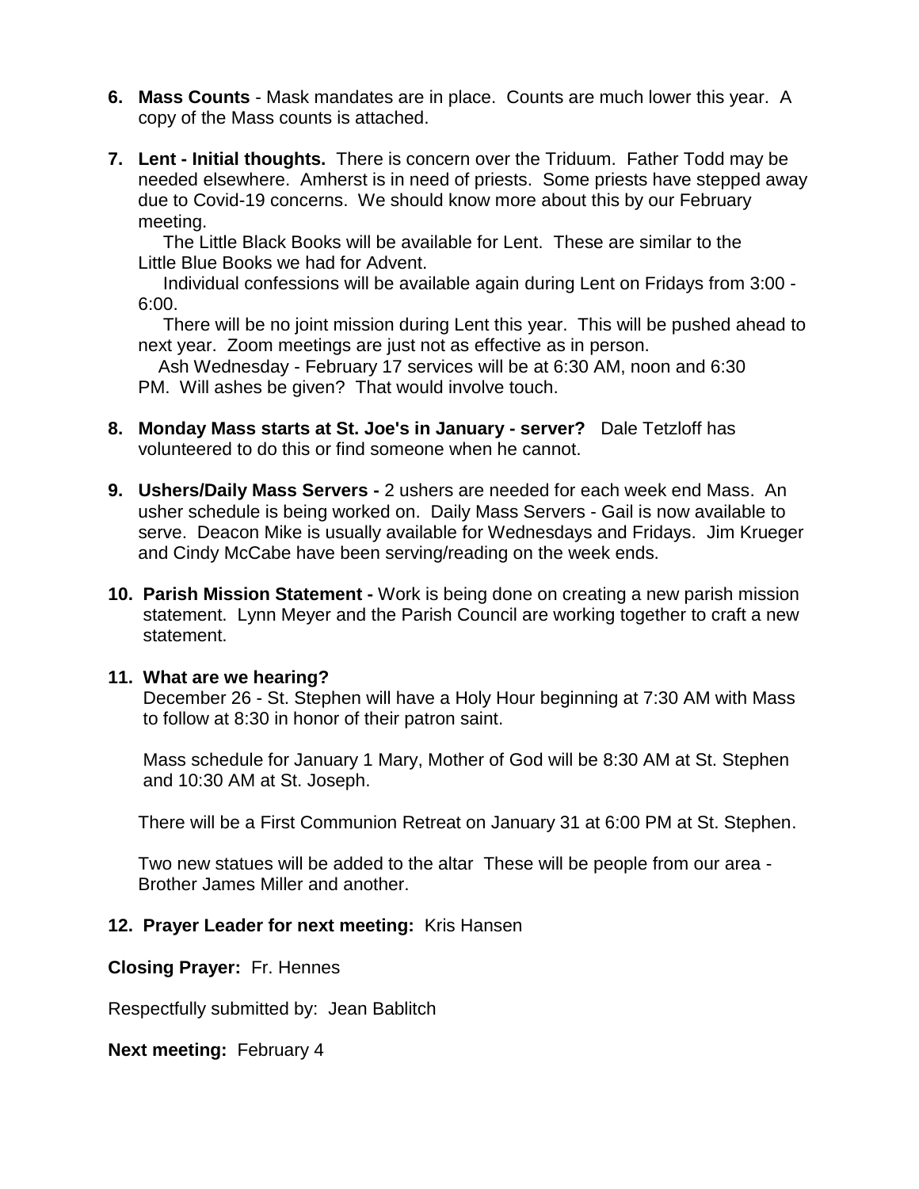6. **Mass Counts** - Mask mandates are in place. Counts are much lower this year. A copy of the Mass counts is attached.

7. **Lent - Initial thoughts.** There is concern over the Triduum. Father Todd may be needed elsewhere. Amherst is in need of priests. Some priests have stepped away due to Covid-19 concerns. We should know more about this by our February meeting.

   The Little Black Books will be available for Lent. These are similar to the Little Blue Books we had for Advent.

   Individual confessions will be available again during Lent on Fridays from 3:00 - 6:00.

   There will be no joint mission during Lent this year. This will be pushed ahead to next year. Zoom meetings are just not as effective as in person.

   Ash Wednesday - February 17 services will be at 6:30 AM, noon and 6:30 PM. Will ashes be given? That would involve touch.

8. **Monday Mass starts at St. Joe's in January - server?** Dale Tetzloff has volunteered to do this or find someone when he cannot.

9. **Ushers/Daily Mass Servers -** 2 ushers are needed for each week end Mass. An usher schedule is being worked on. Daily Mass Servers - Gail is now available to serve. Deacon Mike is usually available for Wednesdays and Fridays. Jim Krueger and Cindy McCabe have been serving/reading on the week ends.

10. **Parish Mission Statement -** Work is being done on creating a new parish mission statement. Lynn Meyer and the Parish Council are working together to craft a new statement.

11. **What are we hearing?**

    December 26 - St. Stephen will have a Holy Hour beginning at 7:30 AM with Mass to follow at 8:30 in honor of their patron saint.

    Mass schedule for January 1 Mary, Mother of God will be 8:30 AM at St. Stephen and 10:30 AM at St. Joseph.

    There will be a First Communion Retreat on January 31 at 6:00 PM at St. Stephen.

    Two new statues will be added to the altar These will be people from our area - Brother James Miller and another.

12. **Prayer Leader for next meeting:** Kris Hansen

**Closing Prayer:** Fr. Hennes

Respectfully submitted by: Jean Bablitch

**Next meeting:** February 4